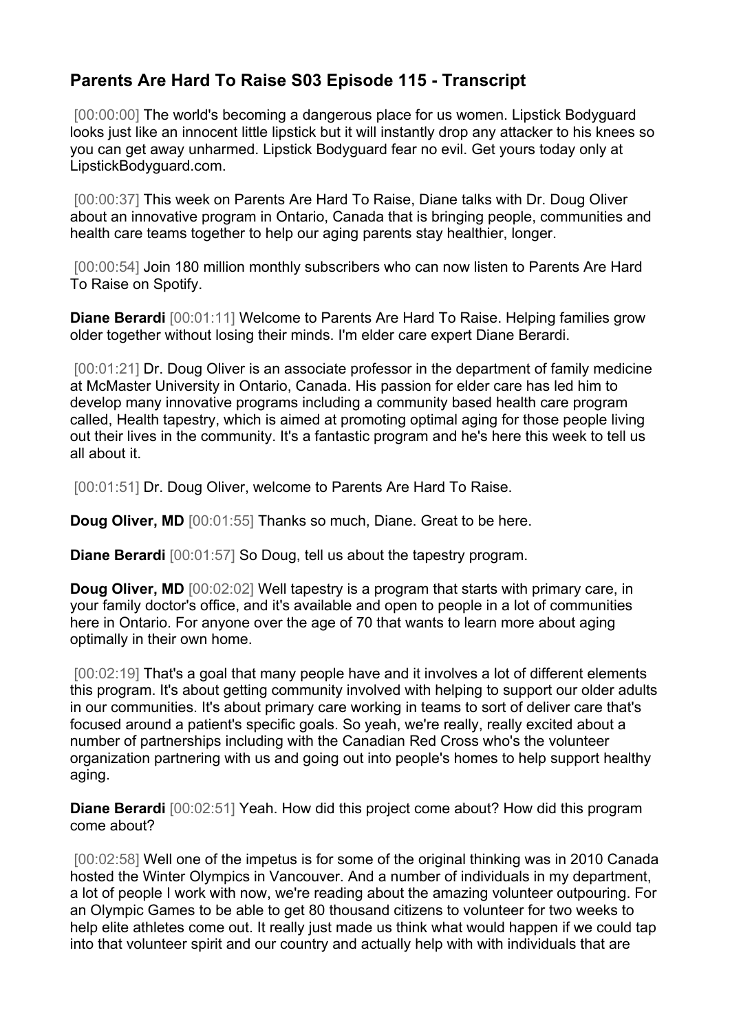## Parents Are Hard To Raise S03 Episode 115 - Transcript

[00:00:00] The world's becoming a dangerous place for us women. Lipstick Bodyguard looks just like an innocent little lipstick but it will instantly drop any attacker to his knees so you can get away unharmed. Lipstick Bodyguard fear no evil. Get yours today only at LipstickBodyguard.com.

[00:00:37] This week on Parents Are Hard To Raise, Diane talks with Dr. Doug Oliver about an innovative program in Ontario, Canada that is bringing people, communities and health care teams together to help our aging parents stay healthier, longer.

[00:00:54] Join 180 million monthly subscribers who can now listen to Parents Are Hard To Raise on Spotify.

**Diane Berardi** [00:01:11] Welcome to Parents Are Hard To Raise. Helping families grow older together without losing their minds. I'm elder care expert Diane Berardi.

[00:01:21] Dr. Doug Oliver is an associate professor in the department of family medicine at McMaster University in Ontario, Canada. His passion for elder care has led him to develop many innovative programs including a community based health care program called, Health tapestry, which is aimed at promoting optimal aging for those people living out their lives in the community. It's a fantastic program and he's here this week to tell us all about it.

[00:01:51] Dr. Doug Oliver, welcome to Parents Are Hard To Raise.

**Doug Oliver, MD** [00:01:55] Thanks so much, Diane. Great to be here.

**Diane Berardi** [00:01:57] So Doug, tell us about the tapestry program.

**Doug Oliver, MD** [00:02:02] Well tapestry is a program that starts with primary care, in your family doctor's office, and it's available and open to people in a lot of communities here in Ontario. For anyone over the age of 70 that wants to learn more about aging optimally in their own home.

[00:02:19] That's a goal that many people have and it involves a lot of different elements this program. It's about getting community involved with helping to support our older adults in our communities. It's about primary care working in teams to sort of deliver care that's focused around a patient's specific goals. So yeah, we're really, really excited about a number of partnerships including with the Canadian Red Cross who's the volunteer organization partnering with us and going out into people's homes to help support healthy aging.

**Diane Berardi** [00:02:51] Yeah. How did this project come about? How did this program come about?

[00:02:58] Well one of the impetus is for some of the original thinking was in 2010 Canada hosted the Winter Olympics in Vancouver. And a number of individuals in my department, a lot of people I work with now, we're reading about the amazing volunteer outpouring. For an Olympic Games to be able to get 80 thousand citizens to volunteer for two weeks to help elite athletes come out. It really just made us think what would happen if we could tap into that volunteer spirit and our country and actually help with with individuals that are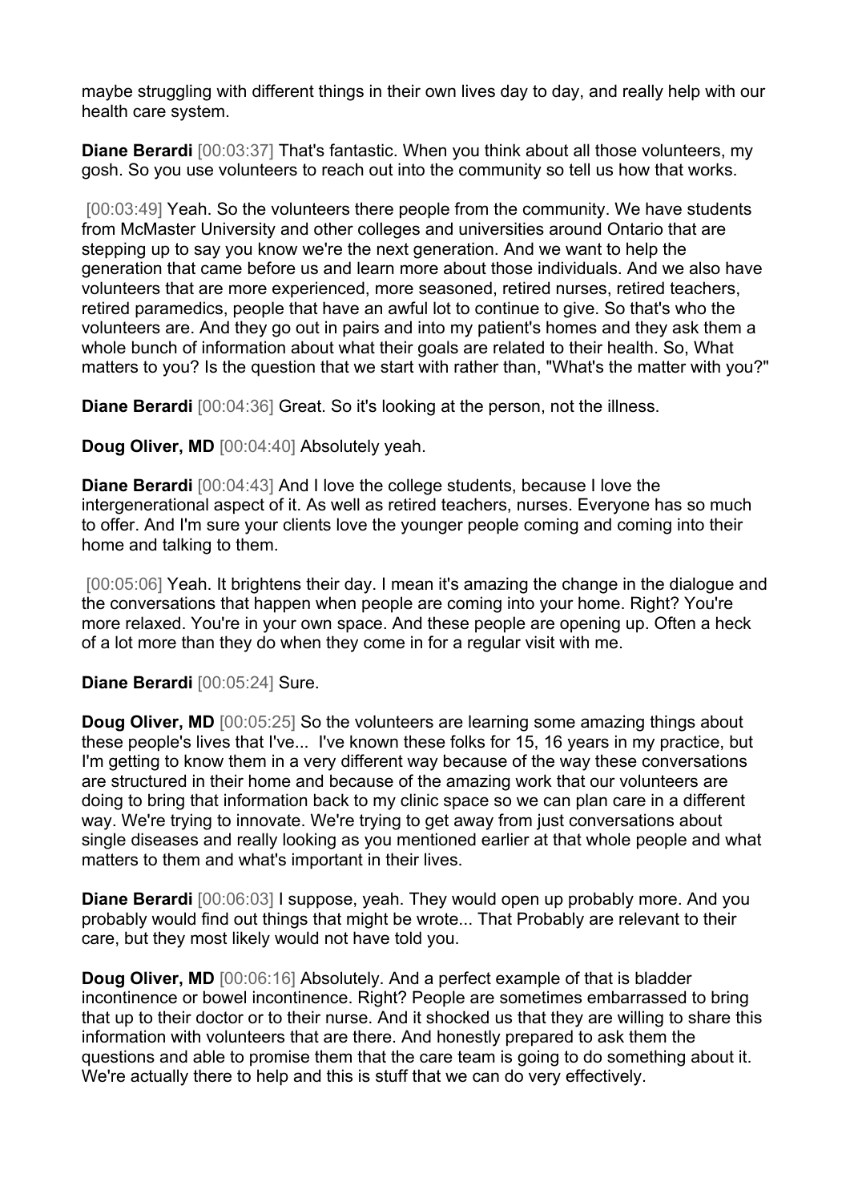maybe struggling with different things in their own lives day to day, and really help with our health care system.

**Diane Berardi** [00:03:37] That's fantastic. When you think about all those volunteers, my gosh. So you use volunteers to reach out into the community so tell us how that works.

[00:03:49] Yeah. So the volunteers there people from the community. We have students from McMaster University and other colleges and universities around Ontario that are stepping up to say you know we're the next generation. And we want to help the generation that came before us and learn more about those individuals. And we also have volunteers that are more experienced, more seasoned, retired nurses, retired teachers, retired paramedics, people that have an awful lot to continue to give. So that's who the volunteers are. And they go out in pairs and into my patient's homes and they ask them a whole bunch of information about what their goals are related to their health. So, What matters to you? Is the question that we start with rather than, "What's the matter with you?"

**Diane Berardi** [00:04:36] Great. So it's looking at the person, not the illness.

**Doug Oliver, MD** [00:04:40] Absolutely yeah.

**Diane Berardi** [00:04:43] And I love the college students, because I love the intergenerational aspect of it. As well as retired teachers, nurses. Everyone has so much to offer. And I'm sure your clients love the younger people coming and coming into their home and talking to them.

[00:05:06] Yeah. It brightens their day. I mean it's amazing the change in the dialogue and the conversations that happen when people are coming into your home. Right? You're more relaxed. You're in your own space. And these people are opening up. Often a heck of a lot more than they do when they come in for a regular visit with me.

**Diane Berardi** [00:05:24] Sure.

**Doug Oliver, MD** [00:05:25] So the volunteers are learning some amazing things about these people's lives that I've... I've known these folks for 15, 16 years in my practice, but I'm getting to know them in a very different way because of the way these conversations are structured in their home and because of the amazing work that our volunteers are doing to bring that information back to my clinic space so we can plan care in a different way. We're trying to innovate. We're trying to get away from just conversations about single diseases and really looking as you mentioned earlier at that whole people and what matters to them and what's important in their lives.

**Diane Berardi** [00:06:03] I suppose, yeah. They would open up probably more. And you probably would find out things that might be wrote... That Probably are relevant to their care, but they most likely would not have told you.

**Doug Oliver, MD** [00:06:16] Absolutely. And a perfect example of that is bladder incontinence or bowel incontinence. Right? People are sometimes embarrassed to bring that up to their doctor or to their nurse. And it shocked us that they are willing to share this information with volunteers that are there. And honestly prepared to ask them the questions and able to promise them that the care team is going to do something about it. We're actually there to help and this is stuff that we can do very effectively.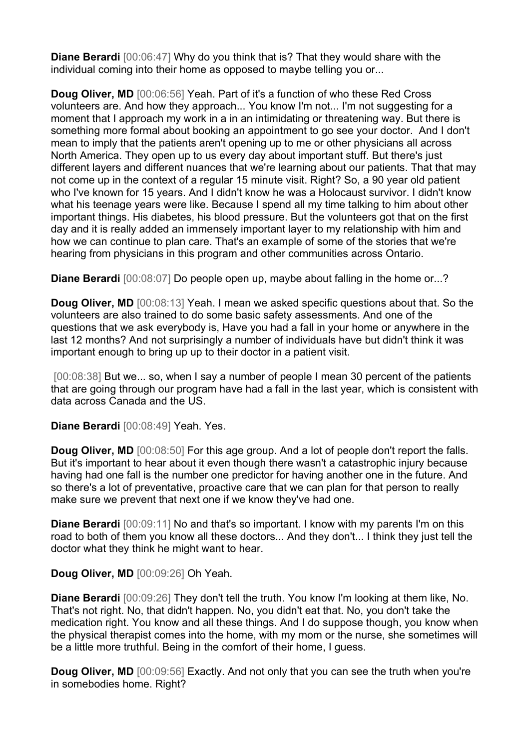**Diane Berardi** [00:06:47] Why do you think that is? That they would share with the individual coming into their home as opposed to maybe telling you or...

**Doug Oliver, MD** [00:06:56] Yeah. Part of it's a function of who these Red Cross volunteers are. And how they approach... You know I'm not... I'm not suggesting for a moment that I approach my work in a in an intimidating or threatening way. But there is something more formal about booking an appointment to go see your doctor. And I don't mean to imply that the patients aren't opening up to me or other physicians all across North America. They open up to us every day about important stuff. But there's just different layers and different nuances that we're learning about our patients. That that may not come up in the context of a regular 15 minute visit. Right? So, a 90 year old patient who I've known for 15 years. And I didn't know he was a Holocaust survivor. I didn't know what his teenage years were like. Because I spend all my time talking to him about other important things. His diabetes, his blood pressure. But the volunteers got that on the first day and it is really added an immensely important layer to my relationship with him and how we can continue to plan care. That's an example of some of the stories that we're hearing from physicians in this program and other communities across Ontario.

**Diane Berardi** [00:08:07] Do people open up, maybe about falling in the home or...?

**Doug Oliver, MD** [00:08:13] Yeah. I mean we asked specific questions about that. So the volunteers are also trained to do some basic safety assessments. And one of the questions that we ask everybody is, Have you had a fall in your home or anywhere in the last 12 months? And not surprisingly a number of individuals have but didn't think it was important enough to bring up up to their doctor in a patient visit.

[00:08:38] But we... so, when I say a number of people I mean 30 percent of the patients that are going through our program have had a fall in the last year, which is consistent with data across Canada and the US.

**Diane Berardi** [00:08:49] Yeah. Yes.

**Doug Oliver, MD** [00:08:50] For this age group. And a lot of people don't report the falls. But it's important to hear about it even though there wasn't a catastrophic injury because having had one fall is the number one predictor for having another one in the future. And so there's a lot of preventative, proactive care that we can plan for that person to really make sure we prevent that next one if we know they've had one.

**Diane Berardi** [00:09:11] No and that's so important. I know with my parents I'm on this road to both of them you know all these doctors... And they don't... I think they just tell the doctor what they think he might want to hear.

**Doug Oliver, MD** [00:09:26] Oh Yeah.

**Diane Berardi** [00:09:26] They don't tell the truth. You know I'm looking at them like, No. That's not right. No, that didn't happen. No, you didn't eat that. No, you don't take the medication right. You know and all these things. And I do suppose though, you know when the physical therapist comes into the home, with my mom or the nurse, she sometimes will be a little more truthful. Being in the comfort of their home, I guess.

**Doug Oliver, MD** [00:09:56] Exactly. And not only that you can see the truth when you're in somebodies home. Right?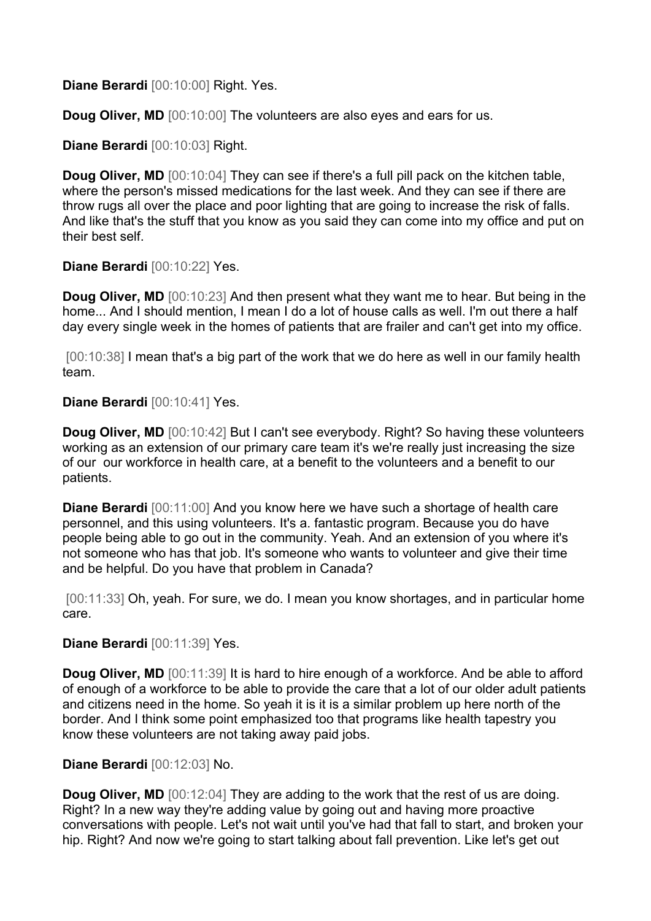**Diane Berardi** [00:10:00] Right. Yes.

**Doug Oliver, MD** [00:10:00] The volunteers are also eyes and ears for us.

**Diane Berardi** [00:10:03] Right.

**Doug Oliver, MD** [00:10:04] They can see if there's a full pill pack on the kitchen table, where the person's missed medications for the last week. And they can see if there are throw rugs all over the place and poor lighting that are going to increase the risk of falls. And like that's the stuff that you know as you said they can come into my office and put on their best self.

**Diane Berardi** [00:10:22] Yes.

**Doug Oliver, MD** [00:10:23] And then present what they want me to hear. But being in the home... And I should mention, I mean I do a lot of house calls as well. I'm out there a half day every single week in the homes of patients that are frailer and can't get into my office.

[00:10:38] I mean that's a big part of the work that we do here as well in our family health team.

**Diane Berardi** [00:10:41] Yes.

**Doug Oliver, MD** [00:10:42] But I can't see everybody. Right? So having these volunteers working as an extension of our primary care team it's we're really just increasing the size of our our workforce in health care, at a benefit to the volunteers and a benefit to our patients.

**Diane Berardi** [00:11:00] And you know here we have such a shortage of health care personnel, and this using volunteers. It's a. fantastic program. Because you do have people being able to go out in the community. Yeah. And an extension of you where it's not someone who has that job. It's someone who wants to volunteer and give their time and be helpful. Do you have that problem in Canada?

[00:11:33] Oh, yeah. For sure, we do. I mean you know shortages, and in particular home care.

**Diane Berardi** [00:11:39] Yes.

**Doug Oliver, MD** [00:11:39] It is hard to hire enough of a workforce. And be able to afford of enough of a workforce to be able to provide the care that a lot of our older adult patients and citizens need in the home. So yeah it is it is a similar problem up here north of the border. And I think some point emphasized too that programs like health tapestry you know these volunteers are not taking away paid jobs.

**Diane Berardi** [00:12:03] No.

**Doug Oliver, MD** [00:12:04] They are adding to the work that the rest of us are doing. Right? In a new way they're adding value by going out and having more proactive conversations with people. Let's not wait until you've had that fall to start, and broken your hip. Right? And now we're going to start talking about fall prevention. Like let's get out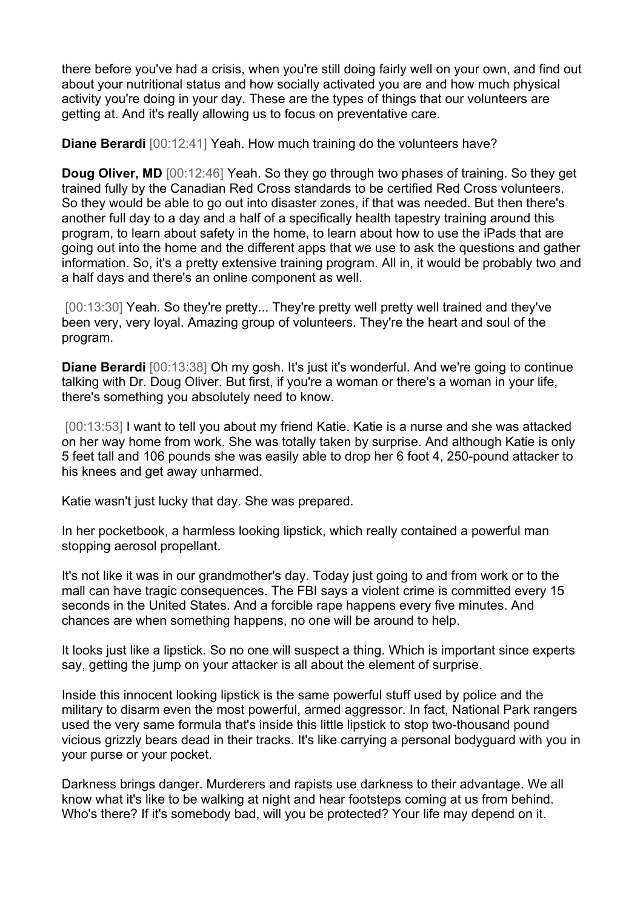there before you've had a crisis, when you're still doing fairly well on your own, and find out about your nutritional status and how socially activated you are and how much physical activity you're doing in your day. These are the types of things that our volunteers are getting at. And it's really allowing us to focus on preventative care.

**Diane Berardi** [00:12:41] Yeah. How much training do the volunteers have?

**Doug Oliver, MD** [00:12:46] Yeah. So they go through two phases of training. So they get trained fully by the Canadian Red Cross standards to be certified Red Cross volunteers. So they would be able to go out into disaster zones, if that was needed. But then there's another full day to a day and a half of a specifically health tapestry training around this program, to learn about safety in the home, to learn about how to use the iPads that are going out into the home and the different apps that we use to ask the questions and gather information. So, it's a pretty extensive training program. All in, it would be probably two and a half days and there's an online component as well.

[00:13:30] Yeah. So they're pretty... They're pretty well pretty well trained and they've been very, very loyal. Amazing group of volunteers. They're the heart and soul of the program.

**Diane Berardi** [00:13:38] Oh my gosh. It's just it's wonderful. And we're going to continue talking with Dr. Doug Oliver. But first, if you're a woman or there's a woman in your life, there's something you absolutely need to know.

[00:13:53] I want to tell you about my friend Katie. Katie is a nurse and she was attacked on her way home from work. She was totally taken by surprise. And although Katie is only 5 feet tall and 106 pounds she was easily able to drop her 6 foot 4, 250-pound attacker to his knees and get away unharmed.

Katie wasn't just lucky that day. She was prepared.

In her pocketbook, a harmless looking lipstick, which really contained a powerful man stopping aerosol propellant.

It's not like it was in our grandmother's day. Today just going to and from work or to the mall can have tragic consequences. The FBI says a violent crime is committed every 15 seconds in the United States. And a forcible rape happens every five minutes. And chances are when something happens, no one will be around to help.

It looks just like a lipstick. So no one will suspect a thing. Which is important since experts say, getting the jump on your attacker is all about the element of surprise.

Inside this innocent looking lipstick is the same powerful stuff used by police and the military to disarm even the most powerful, armed aggressor. In fact, National Park rangers used the very same formula that's inside this little lipstick to stop two-thousand pound vicious grizzly bears dead in their tracks. It's like carrying a personal bodyguard with you in your purse or your pocket.

Darkness brings danger. Murderers and rapists use darkness to their advantage. We all know what it's like to be walking at night and hear footsteps coming at us from behind. Who's there? If it's somebody bad, will you be protected? Your life may depend on it.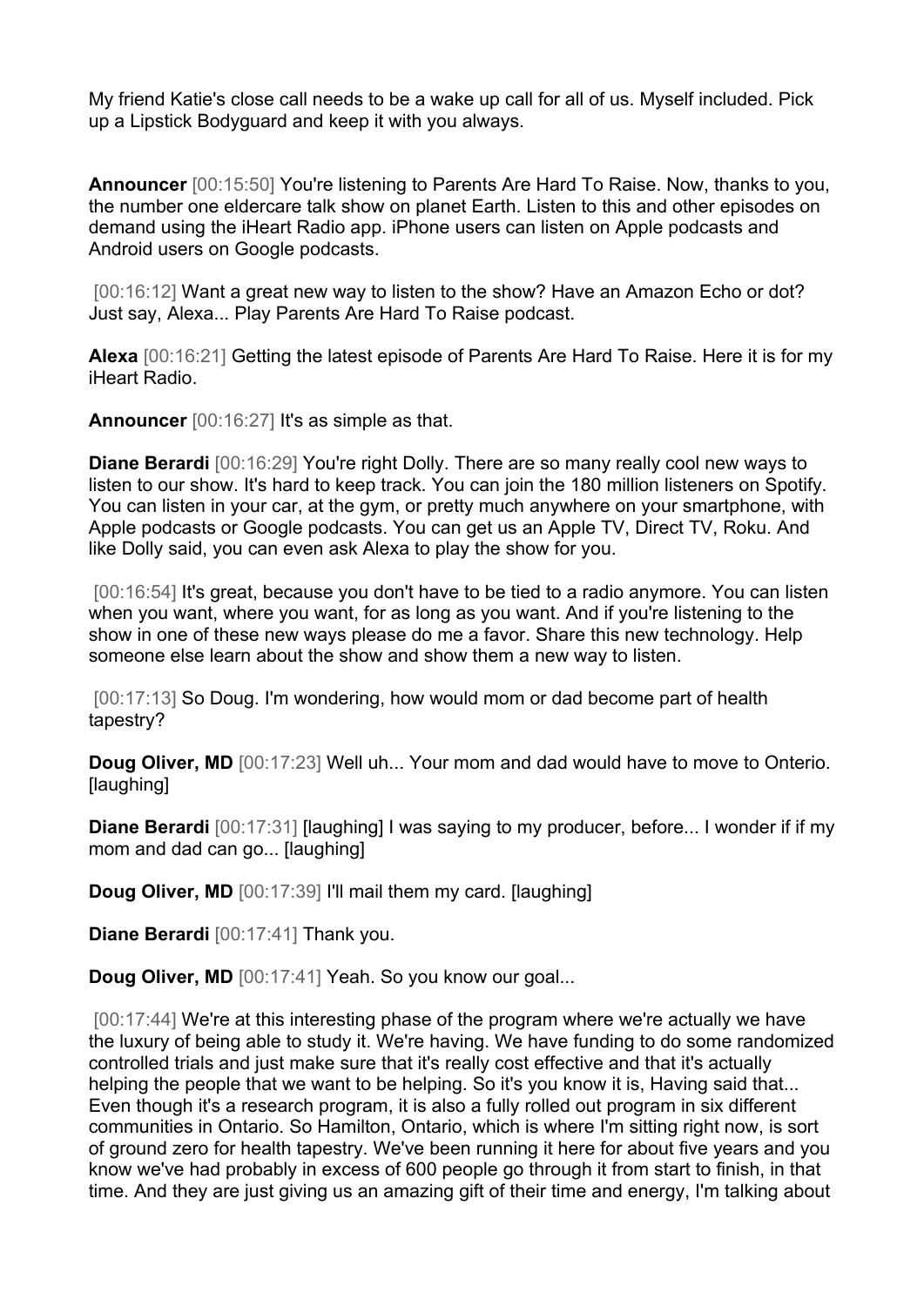My friend Katie's close call needs to be a wake up call for all of us. Myself included. Pick up a Lipstick Bodyguard and keep it with you always.

**Announcer** [00:15:50] You're listening to Parents Are Hard To Raise. Now, thanks to you, the number one eldercare talk show on planet Earth. Listen to this and other episodes on demand using the iHeart Radio app. iPhone users can listen on Apple podcasts and Android users on Google podcasts.

[00:16:12] Want a great new way to listen to the show? Have an Amazon Echo or dot? Just say, Alexa... Play Parents Are Hard To Raise podcast.

**Alexa** [00:16:21] Getting the latest episode of Parents Are Hard To Raise. Here it is for my iHeart Radio.

**Announcer** [00:16:27] It's as simple as that.

**Diane Berardi** [00:16:29] You're right Dolly. There are so many really cool new ways to listen to our show. It's hard to keep track. You can join the 180 million listeners on Spotify. You can listen in your car, at the gym, or pretty much anywhere on your smartphone, with Apple podcasts or Google podcasts. You can get us an Apple TV, Direct TV, Roku. And like Dolly said, you can even ask Alexa to play the show for you.

[00:16:54] It's great, because you don't have to be tied to a radio anymore. You can listen when you want, where you want, for as long as you want. And if you're listening to the show in one of these new ways please do me a favor. Share this new technology. Help someone else learn about the show and show them a new way to listen.

[00:17:13] So Doug. I'm wondering, how would mom or dad become part of health tapestry?

**Doug Oliver, MD** [00:17:23] Well uh... Your mom and dad would have to move to Onterio. [laughing]

**Diane Berardi** [00:17:31] [laughing] I was saying to my producer, before... I wonder if if my mom and dad can go... [laughing]

**Doug Oliver, MD** [00:17:39] I'll mail them my card. [laughing]

**Diane Berardi** [00:17:41] Thank you.

**Doug Oliver, MD** [00:17:41] Yeah. So you know our goal...

[00:17:44] We're at this interesting phase of the program where we're actually we have the luxury of being able to study it. We're having. We have funding to do some randomized controlled trials and just make sure that it's really cost effective and that it's actually helping the people that we want to be helping. So it's you know it is, Having said that... Even though it's a research program, it is also a fully rolled out program in six different communities in Ontario. So Hamilton, Ontario, which is where I'm sitting right now, is sort of ground zero for health tapestry. We've been running it here for about five years and you know we've had probably in excess of 600 people go through it from start to finish, in that time. And they are just giving us an amazing gift of their time and energy, I'm talking about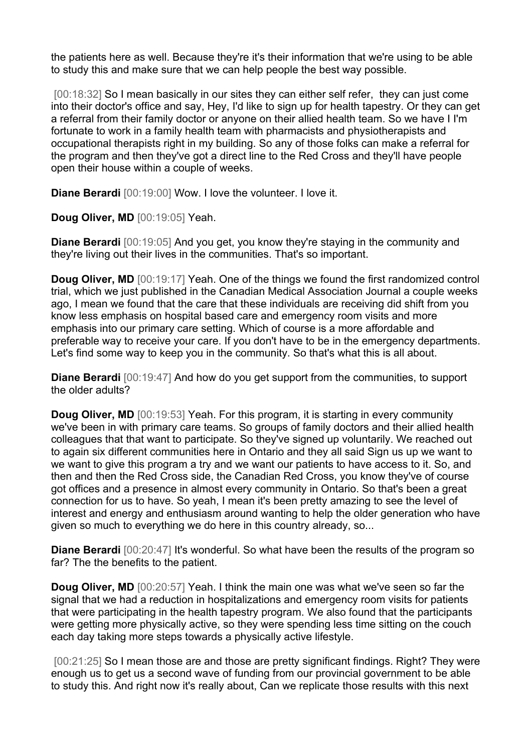the patients here as well. Because they're it's their information that we're using to be able to study this and make sure that we can help people the best way possible.

[00:18:32] So I mean basically in our sites they can either self refer, they can just come into their doctor's office and say, Hey, I'd like to sign up for health tapestry. Or they can get a referral from their family doctor or anyone on their allied health team. So we have I I'm fortunate to work in a family health team with pharmacists and physiotherapists and occupational therapists right in my building. So any of those folks can make a referral for the program and then they've got a direct line to the Red Cross and they'll have people open their house within a couple of weeks.

**Diane Berardi** [00:19:00] Wow. I love the volunteer. I love it.

**Doug Oliver, MD** [00:19:05] Yeah.

**Diane Berardi** [00:19:05] And you get, you know they're staying in the community and they're living out their lives in the communities. That's so important.

**Doug Oliver, MD** [00:19:17] Yeah. One of the things we found the first randomized control trial, which we just published in the Canadian Medical Association Journal a couple weeks ago, I mean we found that the care that these individuals are receiving did shift from you know less emphasis on hospital based care and emergency room visits and more emphasis into our primary care setting. Which of course is a more affordable and preferable way to receive your care. If you don't have to be in the emergency departments. Let's find some way to keep you in the community. So that's what this is all about.

**Diane Berardi** [00:19:47] And how do you get support from the communities, to support the older adults?

**Doug Oliver, MD** [00:19:53] Yeah. For this program, it is starting in every community we've been in with primary care teams. So groups of family doctors and their allied health colleagues that that want to participate. So they've signed up voluntarily. We reached out to again six different communities here in Ontario and they all said Sign us up we want to we want to give this program a try and we want our patients to have access to it. So, and then and then the Red Cross side, the Canadian Red Cross, you know they've of course got offices and a presence in almost every community in Ontario. So that's been a great connection for us to have. So yeah, I mean it's been pretty amazing to see the level of interest and energy and enthusiasm around wanting to help the older generation who have given so much to everything we do here in this country already, so...

**Diane Berardi** [00:20:47] It's wonderful. So what have been the results of the program so far? The the benefits to the patient.

**Doug Oliver, MD** [00:20:57] Yeah. I think the main one was what we've seen so far the signal that we had a reduction in hospitalizations and emergency room visits for patients that were participating in the health tapestry program. We also found that the participants were getting more physically active, so they were spending less time sitting on the couch each day taking more steps towards a physically active lifestyle.

[00:21:25] So I mean those are and those are pretty significant findings. Right? They were enough us to get us a second wave of funding from our provincial government to be able to study this. And right now it's really about, Can we replicate those results with this next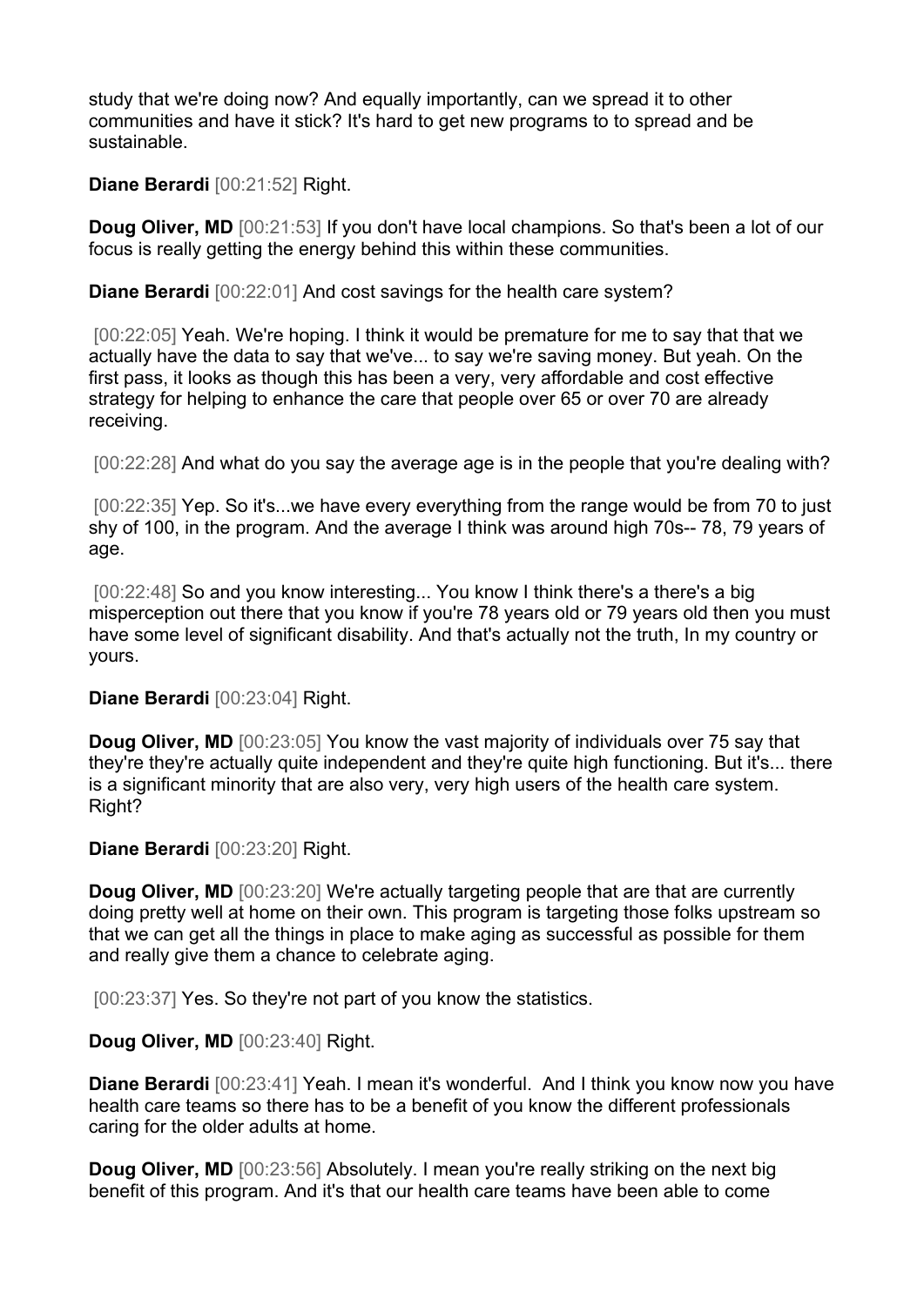study that we're doing now? And equally importantly, can we spread it to other communities and have it stick? It's hard to get new programs to to spread and be sustainable.

**Diane Berardi** [00:21:52] Right.

**Doug Oliver, MD** [00:21:53] If you don't have local champions. So that's been a lot of our focus is really getting the energy behind this within these communities.

**Diane Berardi** [00:22:01] And cost savings for the health care system?

[00:22:05] Yeah. We're hoping. I think it would be premature for me to say that that we actually have the data to say that we've... to say we're saving money. But yeah. On the first pass, it looks as though this has been a very, very affordable and cost effective strategy for helping to enhance the care that people over 65 or over 70 are already receiving.

[00:22:28] And what do you say the average age is in the people that you're dealing with?

[00:22:35] Yep. So it's...we have every everything from the range would be from 70 to just shy of 100, in the program. And the average I think was around high 70s-- 78, 79 years of age.

[00:22:48] So and you know interesting... You know I think there's a there's a big misperception out there that you know if you're 78 years old or 79 years old then you must have some level of significant disability. And that's actually not the truth, In my country or yours.

**Diane Berardi** [00:23:04] Right.

**Doug Oliver, MD** [00:23:05] You know the vast majority of individuals over 75 say that they're they're actually quite independent and they're quite high functioning. But it's... there is a significant minority that are also very, very high users of the health care system. Right?

**Diane Berardi** [00:23:20] Right.

**Doug Oliver, MD** [00:23:20] We're actually targeting people that are that are currently doing pretty well at home on their own. This program is targeting those folks upstream so that we can get all the things in place to make aging as successful as possible for them and really give them a chance to celebrate aging.

[00:23:37] Yes. So they're not part of you know the statistics.

**Doug Oliver, MD** [00:23:40] Right.

**Diane Berardi** [00:23:41] Yeah. I mean it's wonderful. And I think you know now you have health care teams so there has to be a benefit of you know the different professionals caring for the older adults at home.

**Doug Oliver, MD** [00:23:56] Absolutely. I mean you're really striking on the next big benefit of this program. And it's that our health care teams have been able to come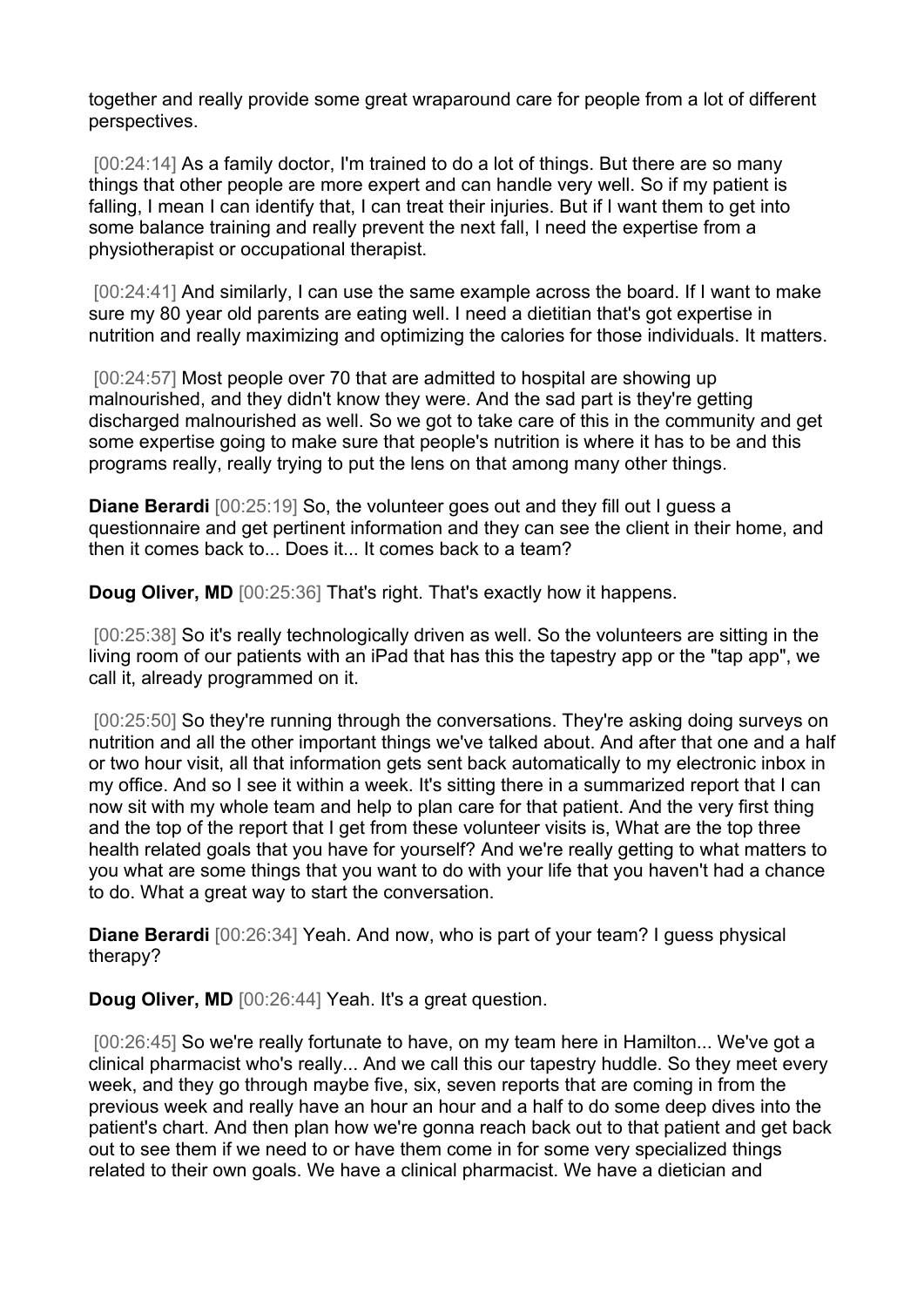together and really provide some great wraparound care for people from a lot of different perspectives.

[00:24:14] As a family doctor, I'm trained to do a lot of things. But there are so many things that other people are more expert and can handle very well. So if my patient is falling, I mean I can identify that, I can treat their injuries. But if I want them to get into some balance training and really prevent the next fall, I need the expertise from a physiotherapist or occupational therapist.

[00:24:41] And similarly, I can use the same example across the board. If I want to make sure my 80 year old parents are eating well. I need a dietitian that's got expertise in nutrition and really maximizing and optimizing the calories for those individuals. It matters.

[00:24:57] Most people over 70 that are admitted to hospital are showing up malnourished, and they didn't know they were. And the sad part is they're getting discharged malnourished as well. So we got to take care of this in the community and get some expertise going to make sure that people's nutrition is where it has to be and this programs really, really trying to put the lens on that among many other things.

**Diane Berardi** [00:25:19] So, the volunteer goes out and they fill out I guess a questionnaire and get pertinent information and they can see the client in their home, and then it comes back to... Does it... It comes back to a team?

**Doug Oliver, MD** [00:25:36] That's right. That's exactly how it happens.

[00:25:38] So it's really technologically driven as well. So the volunteers are sitting in the living room of our patients with an iPad that has this the tapestry app or the "tap app", we call it, already programmed on it.

[00:25:50] So they're running through the conversations. They're asking doing surveys on nutrition and all the other important things we've talked about. And after that one and a half or two hour visit, all that information gets sent back automatically to my electronic inbox in my office. And so I see it within a week. It's sitting there in a summarized report that I can now sit with my whole team and help to plan care for that patient. And the very first thing and the top of the report that I get from these volunteer visits is, What are the top three health related goals that you have for yourself? And we're really getting to what matters to you what are some things that you want to do with your life that you haven't had a chance to do. What a great way to start the conversation.

**Diane Berardi** [00:26:34] Yeah. And now, who is part of your team? I guess physical therapy?

**Doug Oliver, MD** [00:26:44] Yeah. It's a great question.

[00:26:45] So we're really fortunate to have, on my team here in Hamilton... We've got a clinical pharmacist who's really... And we call this our tapestry huddle. So they meet every week, and they go through maybe five, six, seven reports that are coming in from the previous week and really have an hour an hour and a half to do some deep dives into the patient's chart. And then plan how we're gonna reach back out to that patient and get back out to see them if we need to or have them come in for some very specialized things related to their own goals. We have a clinical pharmacist. We have a dietician and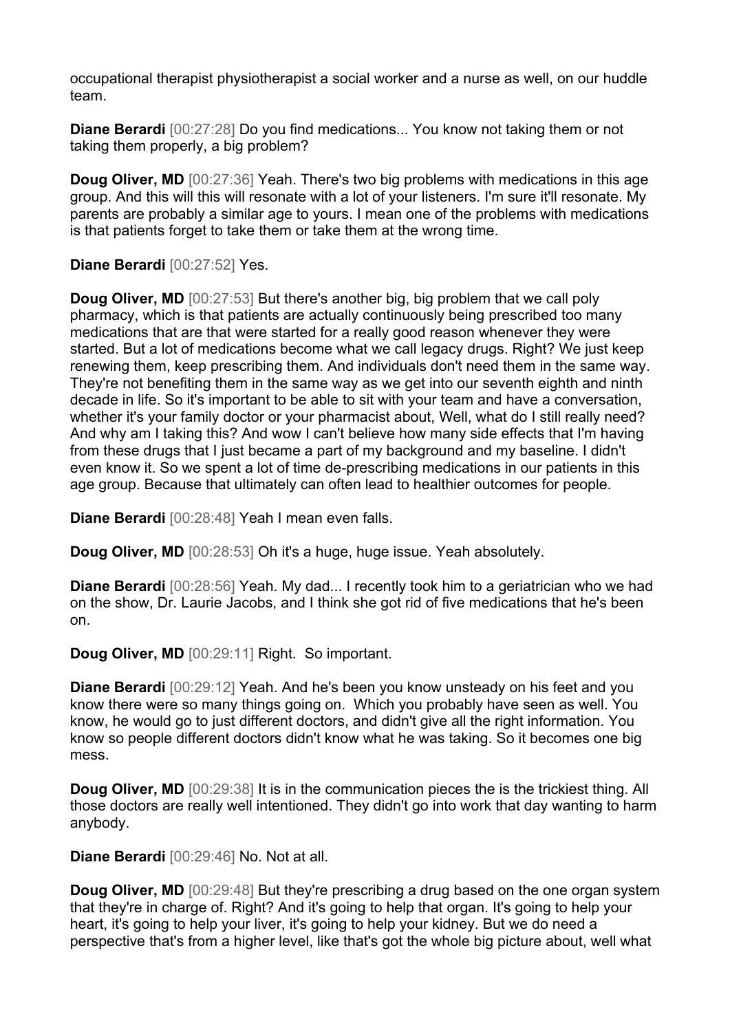occupational therapist physiotherapist a social worker and a nurse as well, on our huddle team.

**Diane Berardi** [00:27:28] Do you find medications... You know not taking them or not taking them properly, a big problem?

**Doug Oliver, MD** [00:27:36] Yeah. There's two big problems with medications in this age group. And this will this will resonate with a lot of your listeners. I'm sure it'll resonate. My parents are probably a similar age to yours. I mean one of the problems with medications is that patients forget to take them or take them at the wrong time.

**Diane Berardi** [00:27:52] Yes.

**Doug Oliver, MD** [00:27:53] But there's another big, big problem that we call poly pharmacy, which is that patients are actually continuously being prescribed too many medications that are that were started for a really good reason whenever they were started. But a lot of medications become what we call legacy drugs. Right? We just keep renewing them, keep prescribing them. And individuals don't need them in the same way. They're not benefiting them in the same way as we get into our seventh eighth and ninth decade in life. So it's important to be able to sit with your team and have a conversation, whether it's your family doctor or your pharmacist about, Well, what do I still really need? And why am I taking this? And wow I can't believe how many side effects that I'm having from these drugs that I just became a part of my background and my baseline. I didn't even know it. So we spent a lot of time de-prescribing medications in our patients in this age group. Because that ultimately can often lead to healthier outcomes for people.

**Diane Berardi** [00:28:48] Yeah I mean even falls.

**Doug Oliver, MD** [00:28:53] Oh it's a huge, huge issue. Yeah absolutely.

**Diane Berardi** [00:28:56] Yeah. My dad... I recently took him to a geriatrician who we had on the show, Dr. Laurie Jacobs, and I think she got rid of five medications that he's been on.

**Doug Oliver, MD** [00:29:11] Right. So important.

**Diane Berardi** [00:29:12] Yeah. And he's been you know unsteady on his feet and you know there were so many things going on. Which you probably have seen as well. You know, he would go to just different doctors, and didn't give all the right information. You know so people different doctors didn't know what he was taking. So it becomes one big mess.

**Doug Oliver, MD** [00:29:38] It is in the communication pieces the is the trickiest thing. All those doctors are really well intentioned. They didn't go into work that day wanting to harm anybody.

**Diane Berardi** [00:29:46] No. Not at all.

**Doug Oliver, MD** [00:29:48] But they're prescribing a drug based on the one organ system that they're in charge of. Right? And it's going to help that organ. It's going to help your heart, it's going to help your liver, it's going to help your kidney. But we do need a perspective that's from a higher level, like that's got the whole big picture about, well what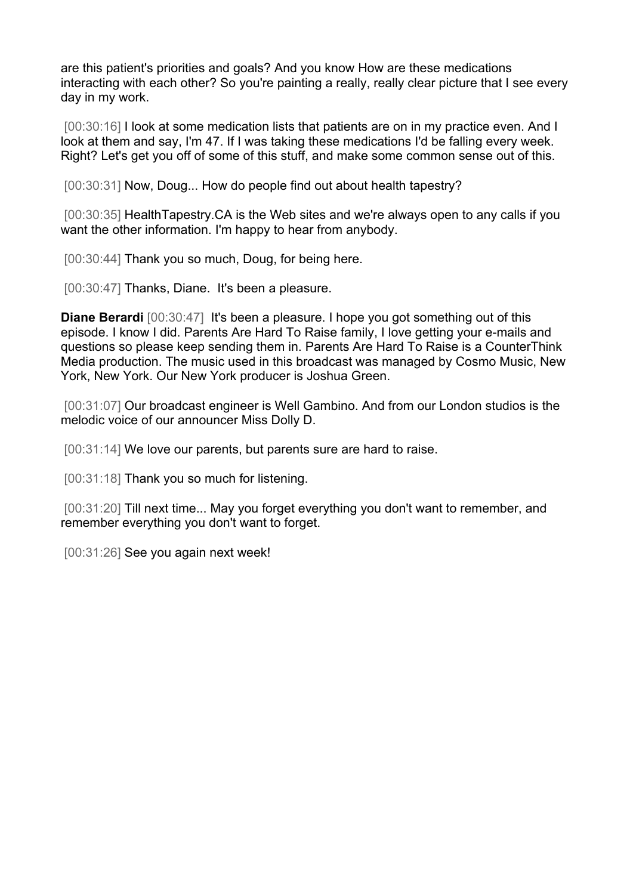are this patient's priorities and goals? And you know How are these medications interacting with each other? So you're painting a really, really clear picture that I see every day in my work.

[00:30:16] I look at some medication lists that patients are on in my practice even. And I look at them and say, I'm 47. If I was taking these medications I'd be falling every week. Right? Let's get you off of some of this stuff, and make some common sense out of this.

[00:30:31] Now, Doug... How do people find out about health tapestry?

[00:30:35] HealthTapestry.CA is the Web sites and we're always open to any calls if you want the other information. I'm happy to hear from anybody.

[00:30:44] Thank you so much, Doug, for being here.

[00:30:47] Thanks, Diane. It's been a pleasure.

**Diane Berardi** [00:30:47] It's been a pleasure. I hope you got something out of this episode. I know I did. Parents Are Hard To Raise family, I love getting your e-mails and questions so please keep sending them in. Parents Are Hard To Raise is a CounterThink Media production. The music used in this broadcast was managed by Cosmo Music, New York, New York. Our New York producer is Joshua Green.

[00:31:07] Our broadcast engineer is Well Gambino. And from our London studios is the melodic voice of our announcer Miss Dolly D.

[00:31:14] We love our parents, but parents sure are hard to raise.

[00:31:18] Thank you so much for listening.

[00:31:20] Till next time... May you forget everything you don't want to remember, and remember everything you don't want to forget.

[00:31:26] See you again next week!